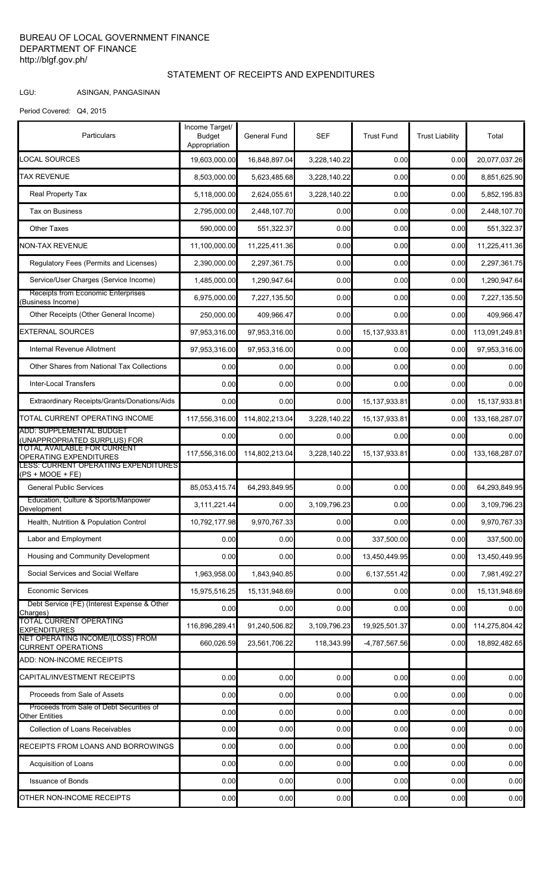BUREAU OF LOCAL GOVERNMENT FINANCE
DEPARTMENT OF FINANCE
http://blgf.gov.ph/

## STATEMENT OF RECEIPTS AND EXPENDITURES

LGU: ASINGAN, PANGASINAN

Period Covered: Q4, 2015

| Particulars | Income Target/ Budget Appropriation | General Fund | SEF | Trust Fund | Trust Liability | Total |
|---|---|---|---|---|---|---|
| LOCAL SOURCES | 19,603,000.00 | 16,848,897.04 | 3,228,140.22 | 0.00 | 0.00 | 20,077,037.26 |
| TAX REVENUE | 8,503,000.00 | 5,623,485.68 | 3,228,140.22 | 0.00 | 0.00 | 8,851,625.90 |
| Real Property Tax | 5,118,000.00 | 2,624,055.61 | 3,228,140.22 | 0.00 | 0.00 | 5,852,195.83 |
| Tax on Business | 2,795,000.00 | 2,448,107.70 | 0.00 | 0.00 | 0.00 | 2,448,107.70 |
| Other Taxes | 590,000.00 | 551,322.37 | 0.00 | 0.00 | 0.00 | 551,322.37 |
| NON-TAX REVENUE | 11,100,000.00 | 11,225,411.36 | 0.00 | 0.00 | 0.00 | 11,225,411.36 |
| Regulatory Fees (Permits and Licenses) | 2,390,000.00 | 2,297,361.75 | 0.00 | 0.00 | 0.00 | 2,297,361.75 |
| Service/User Charges (Service Income) | 1,485,000.00 | 1,290,947.64 | 0.00 | 0.00 | 0.00 | 1,290,947.64 |
| Receipts from Economic Enterprises (Business Income) | 6,975,000.00 | 7,227,135.50 | 0.00 | 0.00 | 0.00 | 7,227,135.50 |
| Other Receipts (Other General Income) | 250,000.00 | 409,966.47 | 0.00 | 0.00 | 0.00 | 409,966.47 |
| EXTERNAL SOURCES | 97,953,316.00 | 97,953,316.00 | 0.00 | 15,137,933.81 | 0.00 | 113,091,249.81 |
| Internal Revenue Allotment | 97,953,316.00 | 97,953,316.00 | 0.00 | 0.00 | 0.00 | 97,953,316.00 |
| Other Shares from National Tax Collections | 0.00 | 0.00 | 0.00 | 0.00 | 0.00 | 0.00 |
| Inter-Local Transfers | 0.00 | 0.00 | 0.00 | 0.00 | 0.00 | 0.00 |
| Extraordinary Receipts/Grants/Donations/Aids | 0.00 | 0.00 | 0.00 | 15,137,933.81 | 0.00 | 15,137,933.81 |
| TOTAL CURRENT OPERATING INCOME | 117,556,316.00 | 114,802,213.04 | 3,228,140.22 | 15,137,933.81 | 0.00 | 133,168,287.07 |
| ADD: SUPPLEMENTAL BUDGET (UNAPPROPRIATED SURPLUS) FOR | 0.00 | 0.00 | 0.00 | 0.00 | 0.00 | 0.00 |
| TOTAL AVAILABLE FOR CURRENT OPERATING EXPENDITURES | 117,556,316.00 | 114,802,213.04 | 3,228,140.22 | 15,137,933.81 | 0.00 | 133,168,287.07 |
| LESS: CURRENT OPERATING EXPENDITURES (PS + MOOE + FE) | | | | | | |
| General Public Services | 85,053,415.74 | 64,293,849.95 | 0.00 | 0.00 | 0.00 | 64,293,849.95 |
| Education, Culture & Sports/Manpower Development | 3,111,221.44 | 0.00 | 3,109,796.23 | 0.00 | 0.00 | 3,109,796.23 |
| Health, Nutrition & Population Control | 10,792,177.98 | 9,970,767.33 | 0.00 | 0.00 | 0.00 | 9,970,767.33 |
| Labor and Employment | 0.00 | 0.00 | 0.00 | 337,500.00 | 0.00 | 337,500.00 |
| Housing and Community Development | 0.00 | 0.00 | 0.00 | 13,450,449.95 | 0.00 | 13,450,449.95 |
| Social Services and Social Welfare | 1,963,958.00 | 1,843,940.85 | 0.00 | 6,137,551.42 | 0.00 | 7,981,492.27 |
| Economic Services | 15,975,516.25 | 15,131,948.69 | 0.00 | 0.00 | 0.00 | 15,131,948.69 |
| Debt Service (FE) (Interest Expense & Other Charges) | 0.00 | 0.00 | 0.00 | 0.00 | 0.00 | 0.00 |
| TOTAL CURRENT OPERATING EXPENDITURES | 116,896,289.41 | 91,240,506.82 | 3,109,796.23 | 19,925,501.37 | 0.00 | 114,275,804.42 |
| NET OPERATING INCOME/(LOSS) FROM CURRENT OPERATIONS | 660,026.59 | 23,561,706.22 | 118,343.99 | -4,787,567.56 | 0.00 | 18,892,482.65 |
| ADD: NON-INCOME RECEIPTS | | | | | | |
| CAPITAL/INVESTMENT RECEIPTS | 0.00 | 0.00 | 0.00 | 0.00 | 0.00 | 0.00 |
| Proceeds from Sale of Assets | 0.00 | 0.00 | 0.00 | 0.00 | 0.00 | 0.00 |
| Proceeds from Sale of Debt Securities of Other Entities | 0.00 | 0.00 | 0.00 | 0.00 | 0.00 | 0.00 |
| Collection of Loans Receivables | 0.00 | 0.00 | 0.00 | 0.00 | 0.00 | 0.00 |
| RECEIPTS FROM LOANS AND BORROWINGS | 0.00 | 0.00 | 0.00 | 0.00 | 0.00 | 0.00 |
| Acquisition of Loans | 0.00 | 0.00 | 0.00 | 0.00 | 0.00 | 0.00 |
| Issuance of Bonds | 0.00 | 0.00 | 0.00 | 0.00 | 0.00 | 0.00 |
| OTHER NON-INCOME RECEIPTS | 0.00 | 0.00 | 0.00 | 0.00 | 0.00 | 0.00 |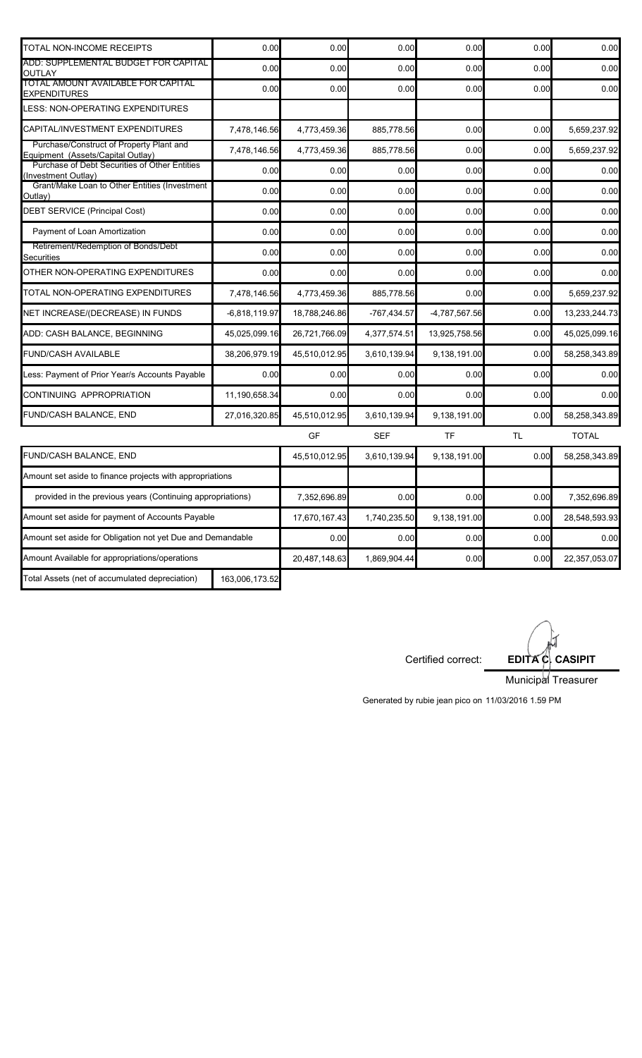| | | | | | | |
|---|---|---|---|---|---|---|
| TOTAL NON-INCOME RECEIPTS | 0.00 | 0.00 | 0.00 | 0.00 | 0.00 | 0.00 |
| ADD: SUPPLEMENTAL BUDGET FOR CAPITAL OUTLAY | 0.00 | 0.00 | 0.00 | 0.00 | 0.00 | 0.00 |
| TOTAL AMOUNT AVAILABLE FOR CAPITAL EXPENDITURES | 0.00 | 0.00 | 0.00 | 0.00 | 0.00 | 0.00 |
| LESS: NON-OPERATING EXPENDITURES | | | | | | |
| CAPITAL/INVESTMENT EXPENDITURES | 7,478,146.56 | 4,773,459.36 | 885,778.56 | 0.00 | 0.00 | 5,659,237.92 |
| Purchase/Construct of Property Plant and Equipment (Assets/Capital Outlay) | 7,478,146.56 | 4,773,459.36 | 885,778.56 | 0.00 | 0.00 | 5,659,237.92 |
| Purchase of Debt Securities of Other Entities (Investment Outlay) | 0.00 | 0.00 | 0.00 | 0.00 | 0.00 | 0.00 |
| Grant/Make Loan to Other Entities (Investment Outlay) | 0.00 | 0.00 | 0.00 | 0.00 | 0.00 | 0.00 |
| DEBT SERVICE (Principal Cost) | 0.00 | 0.00 | 0.00 | 0.00 | 0.00 | 0.00 |
| Payment of Loan Amortization | 0.00 | 0.00 | 0.00 | 0.00 | 0.00 | 0.00 |
| Retirement/Redemption of Bonds/Debt Securities | 0.00 | 0.00 | 0.00 | 0.00 | 0.00 | 0.00 |
| OTHER NON-OPERATING EXPENDITURES | 0.00 | 0.00 | 0.00 | 0.00 | 0.00 | 0.00 |
| TOTAL NON-OPERATING EXPENDITURES | 7,478,146.56 | 4,773,459.36 | 885,778.56 | 0.00 | 0.00 | 5,659,237.92 |
| NET INCREASE/(DECREASE) IN FUNDS | -6,818,119.97 | 18,788,246.86 | -767,434.57 | -4,787,567.56 | 0.00 | 13,233,244.73 |
| ADD: CASH BALANCE, BEGINNING | 45,025,099.16 | 26,721,766.09 | 4,377,574.51 | 13,925,758.56 | 0.00 | 45,025,099.16 |
| FUND/CASH AVAILABLE | 38,206,979.19 | 45,510,012.95 | 3,610,139.94 | 9,138,191.00 | 0.00 | 58,258,343.89 |
| Less: Payment of Prior Year/s Accounts Payable | 0.00 | 0.00 | 0.00 | 0.00 | 0.00 | 0.00 |
| CONTINUING APPROPRIATION | 11,190,658.34 | 0.00 | 0.00 | 0.00 | 0.00 | 0.00 |
| FUND/CASH BALANCE, END | 27,016,320.85 | 45,510,012.95 | 3,610,139.94 | 9,138,191.00 | 0.00 | 58,258,343.89 |

| | | GF | SEF | TF | TL | TOTAL |
|---|---|---|---|---|---|---|
| FUND/CASH BALANCE, END | | 45,510,012.95 | 3,610,139.94 | 9,138,191.00 | 0.00 | 58,258,343.89 |
| Amount set aside to finance projects with appropriations | | | | | | |
| provided in the previous years (Continuing appropriations) | | 7,352,696.89 | 0.00 | 0.00 | 0.00 | 7,352,696.89 |
| Amount set aside for payment of Accounts Payable | | 17,670,167.43 | 1,740,235.50 | 9,138,191.00 | 0.00 | 28,548,593.93 |
| Amount set aside for Obligation not yet Due and Demandable | | 0.00 | 0.00 | 0.00 | 0.00 | 0.00 |
| Amount Available for appropriations/operations | | 20,487,148.63 | 1,869,904.44 | 0.00 | 0.00 | 22,357,053.07 |
| Total Assets (net of accumulated depreciation) | 163,006,173.52 | | | | | |

Certified correct: **EDITA C. CASIPIT**
Municipal Treasurer

Generated by rubie jean pico on 11/03/2016 1.59 PM